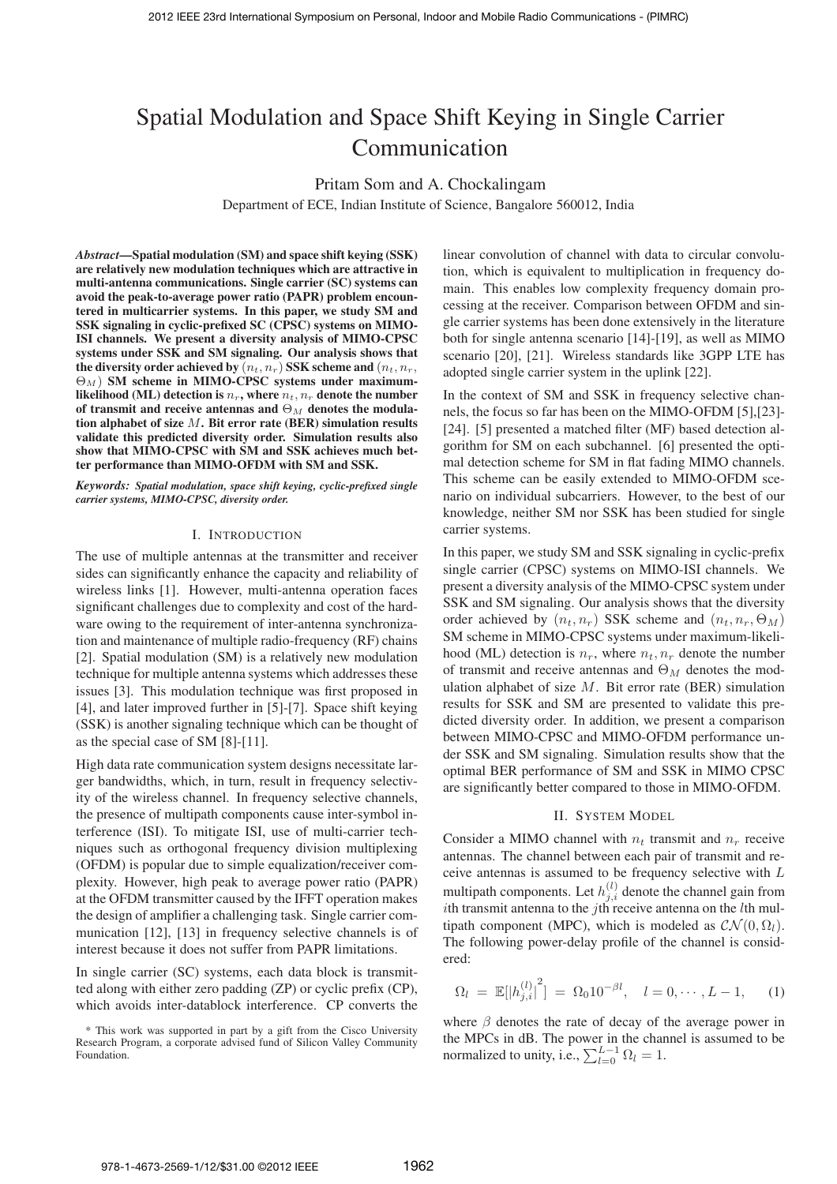# Spatial Modulation and Space Shift Keying in Single Carrier Communication

Pritam Som and A. Chockalingam

Department of ECE, Indian Institute of Science, Bangalore 560012, India

***Abstract*—Spatial modulation (SM) and space shift keying (SSK) are relatively new modulation techniques which are attractive in multi-antenna communications. Single carrier (SC) systems can avoid the peak-to-average power ratio (PAPR) problem encountered in multicarrier systems. In this paper, we study SM and SSK signaling in cyclic-prefixed SC (CPSC) systems on MIMO-ISI channels. We present a diversity analysis of MIMO-CPSC systems under SSK and SM signaling. Our analysis shows that the diversity order achieved by $(n_t, n_r)$ SSK scheme and $(n_t, n_r, \Theta_M)$ SM scheme in MIMO-CPSC systems under maximum-likelihood (ML) detection is $n_r$, where $n_t, n_r$ denote the number of transmit and receive antennas and $\Theta_M$ denotes the modulation alphabet of size $M$. Bit error rate (BER) simulation results validate this predicted diversity order. Simulation results also show that MIMO-CPSC with SM and SSK achieves much better performance than MIMO-OFDM with SM and SSK.**

***Keywords:*** *Spatial modulation, space shift keying, cyclic-prefixed single carrier systems, MIMO-CPSC, diversity order.*

## I. Introduction

The use of multiple antennas at the transmitter and receiver sides can significantly enhance the capacity and reliability of wireless links [1]. However, multi-antenna operation faces significant challenges due to complexity and cost of the hardware owing to the requirement of inter-antenna synchronization and maintenance of multiple radio-frequency (RF) chains [2]. Spatial modulation (SM) is a relatively new modulation technique for multiple antenna systems which addresses these issues [3]. This modulation technique was first proposed in [4], and later improved further in [5]-[7]. Space shift keying (SSK) is another signaling technique which can be thought of as the special case of SM [8]-[11].

High data rate communication system designs necessitate larger bandwidths, which, in turn, result in frequency selectivity of the wireless channel. In frequency selective channels, the presence of multipath components cause inter-symbol interference (ISI). To mitigate ISI, use of multi-carrier techniques such as orthogonal frequency division multiplexing (OFDM) is popular due to simple equalization/receiver complexity. However, high peak to average power ratio (PAPR) at the OFDM transmitter caused by the IFFT operation makes the design of amplifier a challenging task. Single carrier communication [12], [13] in frequency selective channels is of interest because it does not suffer from PAPR limitations.

In single carrier (SC) systems, each data block is transmitted along with either zero padding (ZP) or cyclic prefix (CP), which avoids inter-datablock interference. CP converts the linear convolution of channel with data to circular convolution, which is equivalent to multiplication in frequency domain. This enables low complexity frequency domain processing at the receiver. Comparison between OFDM and single carrier systems has been done extensively in the literature both for single antenna scenario [14]-[19], as well as MIMO scenario [20], [21]. Wireless standards like 3GPP LTE has adopted single carrier system in the uplink [22].

In the context of SM and SSK in frequency selective channels, the focus so far has been on the MIMO-OFDM [5],[23]-[24]. [5] presented a matched filter (MF) based detection algorithm for SM on each subchannel. [6] presented the optimal detection scheme for SM in flat fading MIMO channels. This scheme can be easily extended to MIMO-OFDM scenario on individual subcarriers. However, to the best of our knowledge, neither SM nor SSK has been studied for single carrier systems.

In this paper, we study SM and SSK signaling in cyclic-prefix single carrier (CPSC) systems on MIMO-ISI channels. We present a diversity analysis of the MIMO-CPSC system under SSK and SM signaling. Our analysis shows that the diversity order achieved by $(n_t, n_r)$ SSK scheme and $(n_t, n_r, \Theta_M)$ SM scheme in MIMO-CPSC systems under maximum-likelihood (ML) detection is $n_r$, where $n_t, n_r$ denote the number of transmit and receive antennas and $\Theta_M$ denotes the modulation alphabet of size $M$. Bit error rate (BER) simulation results for SSK and SM are presented to validate this predicted diversity order. In addition, we present a comparison between MIMO-CPSC and MIMO-OFDM performance under SSK and SM signaling. Simulation results show that the optimal BER performance of SM and SSK in MIMO CPSC are significantly better compared to those in MIMO-OFDM.

## II. System Model

Consider a MIMO channel with $n_t$ transmit and $n_r$ receive antennas. The channel between each pair of transmit and receive antennas is assumed to be frequency selective with $L$ multipath components. Let $h_{j,i}^{(l)}$ denote the channel gain from $i$th transmit antenna to the $j$th receive antenna on the $l$th multipath component (MPC), which is modeled as $\mathcal{CN}(0, \Omega_l)$. The following power-delay profile of the channel is considered:

$$\Omega_l = \mathbb{E}[|h_{j,i}^{(l)}|^2] = \Omega_0 10^{-\beta l}, \quad l = 0, \cdots, L-1, \qquad (1)$$

where $\beta$ denotes the rate of decay of the average power in the MPCs in dB. The power in the channel is assumed to be normalized to unity, i.e., $\sum_{l=0}^{L-1} \Omega_l = 1$.

\* This work was supported in part by a gift from the Cisco University Research Program, a corporate advised fund of Silicon Valley Community Foundation.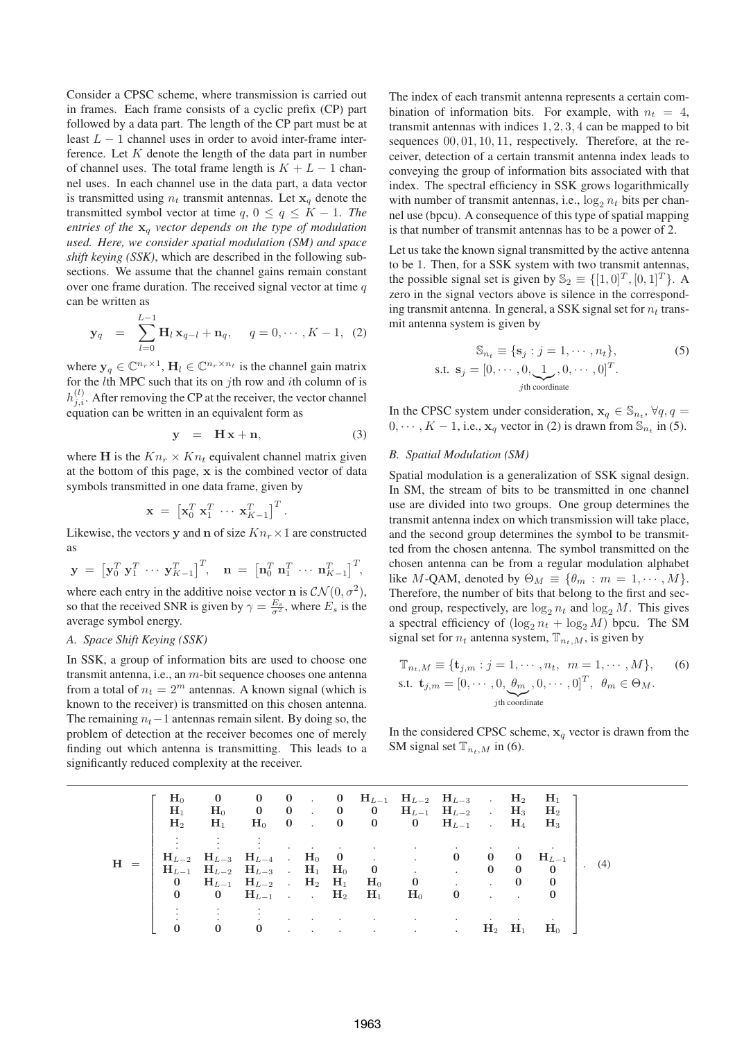Consider a CPSC scheme, where transmission is carried out in frames. Each frame consists of a cyclic prefix (CP) part followed by a data part. The length of the CP part must be at least $L-1$ channel uses in order to avoid inter-frame interference. Let $K$ denote the length of the data part in number of channel uses. The total frame length is $K+L-1$ channel uses. In each channel use in the data part, a data vector is transmitted using $n_t$ transmit antennas. Let $\mathbf{x}_q$ denote the transmitted symbol vector at time $q$, $0 \leq q \leq K-1$. *The entries of the $\mathbf{x}_q$ vector depends on the type of modulation used. Here, we consider spatial modulation (SM) and space shift keying (SSK)*, which are described in the following subsections. We assume that the channel gains remain constant over one frame duration. The received signal vector at time $q$ can be written as

$$\mathbf{y}_q \;=\; \sum_{l=0}^{L-1} \mathbf{H}_l \, \mathbf{x}_{q-l} + \mathbf{n}_q, \quad q = 0, \cdots, K-1, \quad (2)$$

where $\mathbf{y}_q \in \mathbb{C}^{n_r \times 1}$, $\mathbf{H}_l \in \mathbb{C}^{n_r \times n_t}$ is the channel gain matrix for the $l$th MPC such that its on $j$th row and $i$th column of is $h_{j,i}^{(l)}$. After removing the CP at the receiver, the vector channel equation can be written in an equivalent form as

$$\mathbf{y} \;=\; \mathbf{H}\,\mathbf{x} + \mathbf{n}, \quad (3)$$

where $\mathbf{H}$ is the $Kn_r \times Kn_t$ equivalent channel matrix given at the bottom of this page, $\mathbf{x}$ is the combined vector of data symbols transmitted in one data frame, given by

$$\mathbf{x} \;=\; \left[\mathbf{x}_0^T \, \mathbf{x}_1^T \, \cdots \, \mathbf{x}_{K-1}^T\right]^T.$$

Likewise, the vectors $\mathbf{y}$ and $\mathbf{n}$ of size $Kn_r \times 1$ are constructed as

$$\mathbf{y} \;=\; \left[\mathbf{y}_0^T \, \mathbf{y}_1^T \, \cdots \, \mathbf{y}_{K-1}^T\right]^T, \quad \mathbf{n} \;=\; \left[\mathbf{n}_0^T \, \mathbf{n}_1^T \, \cdots \, \mathbf{n}_{K-1}^T\right]^T,$$

where each entry in the additive noise vector $\mathbf{n}$ is $\mathcal{CN}(0, \sigma^2)$, so that the received SNR is given by $\gamma = \frac{E_s}{\sigma^2}$, where $E_s$ is the average symbol energy.

### *A. Space Shift Keying (SSK)*

In SSK, a group of information bits are used to choose one transmit antenna, i.e., an $m$-bit sequence chooses one antenna from a total of $n_t = 2^m$ antennas. A known signal (which is known to the receiver) is transmitted on this chosen antenna. The remaining $n_t - 1$ antennas remain silent. By doing so, the problem of detection at the receiver becomes one of merely finding out which antenna is transmitting. This leads to a significantly reduced complexity at the receiver.

The index of each transmit antenna represents a certain combination of information bits. For example, with $n_t = 4$, transmit antennas with indices $1, 2, 3, 4$ can be mapped to bit sequences $00, 01, 10, 11$, respectively. Therefore, at the receiver, detection of a certain transmit antenna index leads to conveying the group of information bits associated with that index. The spectral efficiency in SSK grows logarithmically with number of transmit antennas, i.e., $\log_2 n_t$ bits per channel use (bpcu). A consequence of this type of spatial mapping is that number of transmit antennas has to be a power of 2.

Let us take the known signal transmitted by the active antenna to be 1. Then, for a SSK system with two transmit antennas, the possible signal set is given by $\mathbb{S}_2 \equiv \{[1,0]^T, [0,1]^T\}$. A zero in the signal vectors above is silence in the corresponding transmit antenna. In general, a SSK signal set for $n_t$ transmit antenna system is given by

$$\begin{aligned} &\mathbb{S}_{n_t} \equiv \{\mathbf{s}_j : j = 1, \cdots, n_t\}, \\ &\text{s.t. } \mathbf{s}_j = [0, \cdots, 0, \underbrace{1}_{j\text{th coordinate}}, 0, \cdots, 0]^T. \end{aligned} \quad (5)$$

In the CPSC system under consideration, $\mathbf{x}_q \in \mathbb{S}_{n_t}, \forall q, q = 0, \cdots, K-1$, i.e., $\mathbf{x}_q$ vector in (2) is drawn from $\mathbb{S}_{n_t}$ in (5).

### *B. Spatial Modulation (SM)*

Spatial modulation is a generalization of SSK signal design. In SM, the stream of bits to be transmitted in one channel use are divided into two groups. One group determines the transmit antenna index on which transmission will take place, and the second group determines the symbol to be transmitted from the chosen antenna. The symbol transmitted on the chosen antenna can be from a regular modulation alphabet like $M$-QAM, denoted by $\Theta_M \equiv \{\theta_m : m = 1, \cdots, M\}$. Therefore, the number of bits that belong to the first and second group, respectively, are $\log_2 n_t$ and $\log_2 M$. This gives a spectral efficiency of $(\log_2 n_t + \log_2 M)$ bpcu. The SM signal set for $n_t$ antenna system, $\mathbb{T}_{n_t,M}$, is given by

$$\begin{aligned} &\mathbb{T}_{n_t,M} \equiv \{\mathbf{t}_{j,m} : j = 1, \cdots, n_t, \; m = 1, \cdots, M\}, \\ &\text{s.t. } \mathbf{t}_{j,m} = [0, \cdots, 0, \underbrace{\theta_m}_{j\text{th coordinate}}, 0, \cdots, 0]^T, \; \theta_m \in \Theta_M. \end{aligned} \quad (6)$$

In the considered CPSC scheme, $\mathbf{x}_q$ vector is drawn from the SM signal set $\mathbb{T}_{n_t,M}$ in (6).

$$\mathbf{H} \;=\; \left[\begin{array}{cccccccccccc}
\mathbf{H}_0 & \mathbf{0} & \mathbf{0} & \mathbf{0} & . & \mathbf{0} & \mathbf{H}_{L-1} & \mathbf{H}_{L-2} & \mathbf{H}_{L-3} & . & \mathbf{H}_2 & \mathbf{H}_1 \\
\mathbf{H}_1 & \mathbf{H}_0 & \mathbf{0} & \mathbf{0} & . & \mathbf{0} & \mathbf{0} & \mathbf{H}_{L-1} & \mathbf{H}_{L-2} & . & \mathbf{H}_3 & \mathbf{H}_2 \\
\mathbf{H}_2 & \mathbf{H}_1 & \mathbf{H}_0 & \mathbf{0} & . & \mathbf{0} & \mathbf{0} & \mathbf{0} & \mathbf{H}_{L-1} & . & \mathbf{H}_4 & \mathbf{H}_3 \\
\vdots & \vdots & \vdots & . & . & . & . & . & . & . & . & . \\
\mathbf{H}_{L-2} & \mathbf{H}_{L-3} & \mathbf{H}_{L-4} & . & \mathbf{H}_0 & \mathbf{0} & . & . & \mathbf{0} & \mathbf{0} & \mathbf{0} & \mathbf{H}_{L-1} \\
\mathbf{H}_{L-1} & \mathbf{H}_{L-2} & \mathbf{H}_{L-3} & . & \mathbf{H}_1 & \mathbf{H}_0 & \mathbf{0} & . & . & \mathbf{0} & \mathbf{0} & \mathbf{0} \\
\mathbf{0} & \mathbf{H}_{L-1} & \mathbf{H}_{L-2} & . & \mathbf{H}_2 & \mathbf{H}_1 & \mathbf{H}_0 & \mathbf{0} & . & . & \mathbf{0} & \mathbf{0} \\
\mathbf{0} & \mathbf{0} & \mathbf{H}_{L-1} & . & . & \mathbf{H}_2 & \mathbf{H}_1 & \mathbf{H}_0 & \mathbf{0} & . & . & \mathbf{0} \\
\vdots & \vdots & \vdots & . & . & . & . & . & . & . & . & . \\
\mathbf{0} & \mathbf{0} & \mathbf{0} & . & . & . & . & . & . & \mathbf{H}_2 & \mathbf{H}_1 & \mathbf{H}_0
\end{array}\right]. \quad (4)$$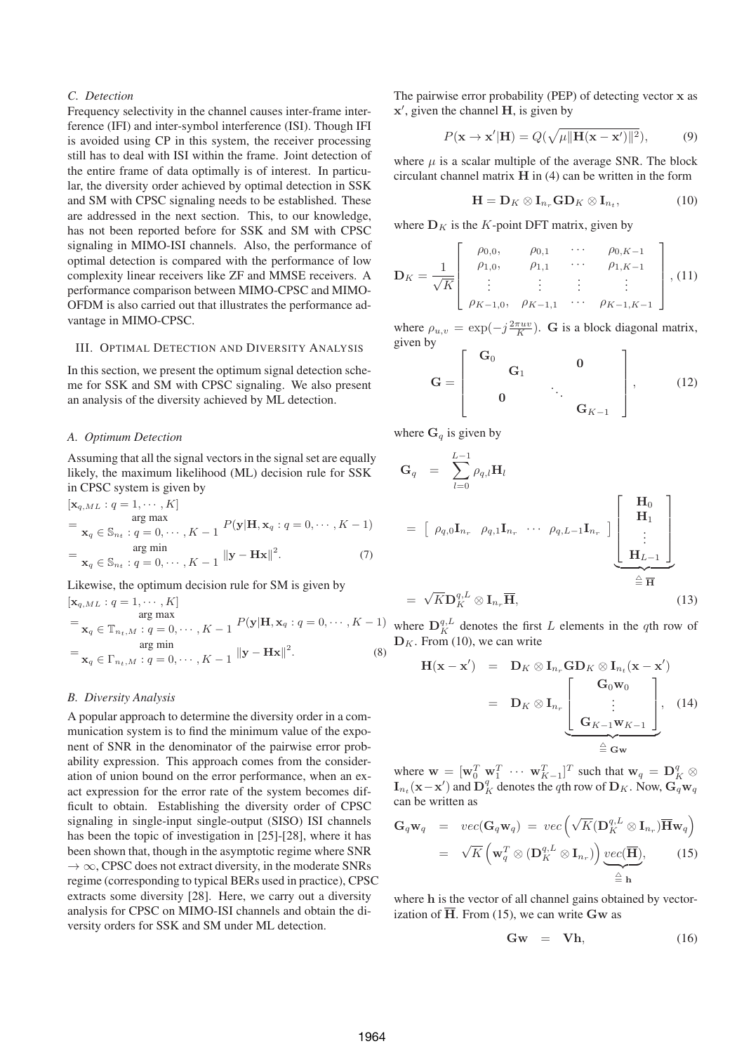### C. Detection

Frequency selectivity in the channel causes inter-frame interference (IFI) and inter-symbol interference (ISI). Though IFI is avoided using CP in this system, the receiver processing still has to deal with ISI within the frame. Joint detection of the entire frame of data optimally is of interest. In particular, the diversity order achieved by optimal detection in SSK and SM with CPSC signaling needs to be established. These are addressed in the next section. This, to our knowledge, has not been reported before for SSK and SM with CPSC signaling in MIMO-ISI channels. Also, the performance of optimal detection is compared with the performance of low complexity linear receivers like ZF and MMSE receivers. A performance comparison between MIMO-CPSC and MIMO-OFDM is also carried out that illustrates the performance advantage in MIMO-CPSC.

## III. Optimal Detection and Diversity Analysis

In this section, we present the optimum signal detection scheme for SSK and SM with CPSC signaling. We also present an analysis of the diversity achieved by ML detection.

### A. Optimum Detection

Assuming that all the signal vectors in the signal set are equally likely, the maximum likelihood (ML) decision rule for SSK in CPSC system is given by

$$
\begin{aligned}
&[\mathbf{x}_{q,ML} : q = 1, \cdots, K] \\
&= \underset{\mathbf{x}_q \in \mathbb{S}_{n_t} : q=0,\cdots,K-1}{\arg\max} P(\mathbf{y}|\mathbf{H}, \mathbf{x}_q : q = 0, \cdots, K-1) \\
&= \underset{\mathbf{x}_q \in \mathbb{S}_{n_t} : q=0,\cdots,K-1}{\arg\min} \|\mathbf{y} - \mathbf{H}\mathbf{x}\|^2. \qquad (7)
\end{aligned}
$$

Likewise, the optimum decision rule for SM is given by

$$
\begin{aligned}
&[\mathbf{x}_{q,ML} : q = 1, \cdots, K] \\
&= \underset{\mathbf{x}_q \in \mathbb{T}_{n_t,M} : q=0,\cdots,K-1}{\arg\max} P(\mathbf{y}|\mathbf{H}, \mathbf{x}_q : q = 0, \cdots, K-1) \\
&= \underset{\mathbf{x}_q \in \Gamma_{n_t,M} : q=0,\cdots,K-1}{\arg\min} \|\mathbf{y} - \mathbf{H}\mathbf{x}\|^2. \qquad (8)
\end{aligned}
$$

### B. Diversity Analysis

A popular approach to determine the diversity order in a communication system is to find the minimum value of the exponent of SNR in the denominator of the pairwise error probability expression. This approach comes from the consideration of union bound on the error performance, when an exact expression for the error rate of the system becomes difficult to obtain. Establishing the diversity order of CPSC signaling in single-input single-output (SISO) ISI channels has been the topic of investigation in [25]-[28], where it has been shown that, though in the asymptotic regime where SNR $\to \infty$, CPSC does not extract diversity, in the moderate SNRs regime (corresponding to typical BERs used in practice), CPSC extracts some diversity [28]. Here, we carry out a diversity analysis for CPSC on MIMO-ISI channels and obtain the diversity orders for SSK and SM under ML detection.

The pairwise error probability (PEP) of detecting vector $\mathbf{x}$ as $\mathbf{x}'$, given the channel $\mathbf{H}$, is given by

$$
P(\mathbf{x} \to \mathbf{x}'|\mathbf{H}) = Q(\sqrt{\mu \|\mathbf{H}(\mathbf{x} - \mathbf{x}')\|^2}), \qquad (9)
$$

where $\mu$ is a scalar multiple of the average SNR. The block circulant channel matrix $\mathbf{H}$ in (4) can be written in the form

$$
\mathbf{H} = \mathbf{D}_K \otimes \mathbf{I}_{n_r} \mathbf{G} \mathbf{D}_K \otimes \mathbf{I}_{n_t}, \qquad (10)
$$

where $\mathbf{D}_K$ is the $K$-point DFT matrix, given by

$$
\mathbf{D}_K = \frac{1}{\sqrt{K}} \begin{bmatrix} \rho_{0,0}, & \rho_{0,1} & \cdots & \rho_{0,K-1} \\ \rho_{1,0}, & \rho_{1,1} & \cdots & \rho_{1,K-1} \\ \vdots & \vdots & \vdots & \vdots \\ \rho_{K-1,0}, & \rho_{K-1,1} & \cdots & \rho_{K-1,K-1} \end{bmatrix}, \qquad (11)
$$

where $\rho_{u,v} = \exp(-j\frac{2\pi uv}{K})$. $\mathbf{G}$ is a block diagonal matrix, given by

$$
\mathbf{G} = \begin{bmatrix} \mathbf{G}_0 & & & \mathbf{0} \\ & \mathbf{G}_1 & & \\ & & \ddots & \\ \mathbf{0} & & & \mathbf{G}_{K-1} \end{bmatrix}, \qquad (12)
$$

where $\mathbf{G}_q$ is given by

$$
\begin{aligned}
\mathbf{G}_q &= \sum_{l=0}^{L-1} \rho_{q,l} \mathbf{H}_l \\
&= \begin{bmatrix} \rho_{q,0}\mathbf{I}_{n_r} & \rho_{q,1}\mathbf{I}_{n_r} & \cdots & \rho_{q,L-1}\mathbf{I}_{n_r} \end{bmatrix} \underbrace{\begin{bmatrix} \mathbf{H}_0 \\ \mathbf{H}_1 \\ \vdots \\ \mathbf{H}_{L-1} \end{bmatrix}}_{\triangleq \overline{\mathbf{H}}} \\
&= \sqrt{K}\mathbf{D}_K^{q,L} \otimes \mathbf{I}_{n_r} \overline{\mathbf{H}}, \qquad (13)
\end{aligned}
$$

where $\mathbf{D}_K^{q,L}$ denotes the first $L$ elements in the $q$th row of $\mathbf{D}_K$. From (10), we can write

$$
\begin{aligned}
\mathbf{H}(\mathbf{x} - \mathbf{x}') &= \mathbf{D}_K \otimes \mathbf{I}_{n_r} \mathbf{G} \mathbf{D}_K \otimes \mathbf{I}_{n_t} (\mathbf{x} - \mathbf{x}') \\
&= \mathbf{D}_K \otimes \mathbf{I}_{n_r} \underbrace{\begin{bmatrix} \mathbf{G}_0 \mathbf{w}_0 \\ \vdots \\ \mathbf{G}_{K-1}\mathbf{w}_{K-1} \end{bmatrix}}_{\triangleq \mathbf{G}\mathbf{w}}, \qquad (14)
\end{aligned}
$$

where $\mathbf{w} = [\mathbf{w}_0^T \ \mathbf{w}_1^T \ \cdots \ \mathbf{w}_{K-1}^T]^T$ such that $\mathbf{w}_q = \mathbf{D}_K^q \otimes \mathbf{I}_{n_t}(\mathbf{x} - \mathbf{x}')$ and $\mathbf{D}_K^q$ denotes the $q$th row of $\mathbf{D}_K$. Now, $\mathbf{G}_q \mathbf{w}_q$ can be written as

$$
\begin{aligned}
\mathbf{G}_q \mathbf{w}_q &= vec(\mathbf{G}_q \mathbf{w}_q) = vec\left(\sqrt{K}(\mathbf{D}_K^{q,L} \otimes \mathbf{I}_{n_r})\overline{\mathbf{H}}\mathbf{w}_q\right) \\
&= \sqrt{K}\left(\mathbf{w}_q^T \otimes (\mathbf{D}_K^{q,L} \otimes \mathbf{I}_{n_r})\right) \underbrace{vec(\overline{\mathbf{H}})}_{\triangleq \mathbf{h}}, \qquad (15)
\end{aligned}
$$

where $\mathbf{h}$ is the vector of all channel gains obtained by vectorization of $\overline{\mathbf{H}}$. From (15), we can write $\mathbf{G}\mathbf{w}$ as

$$
\mathbf{G}\mathbf{w} = \mathbf{V}\mathbf{h}, \qquad (16)
$$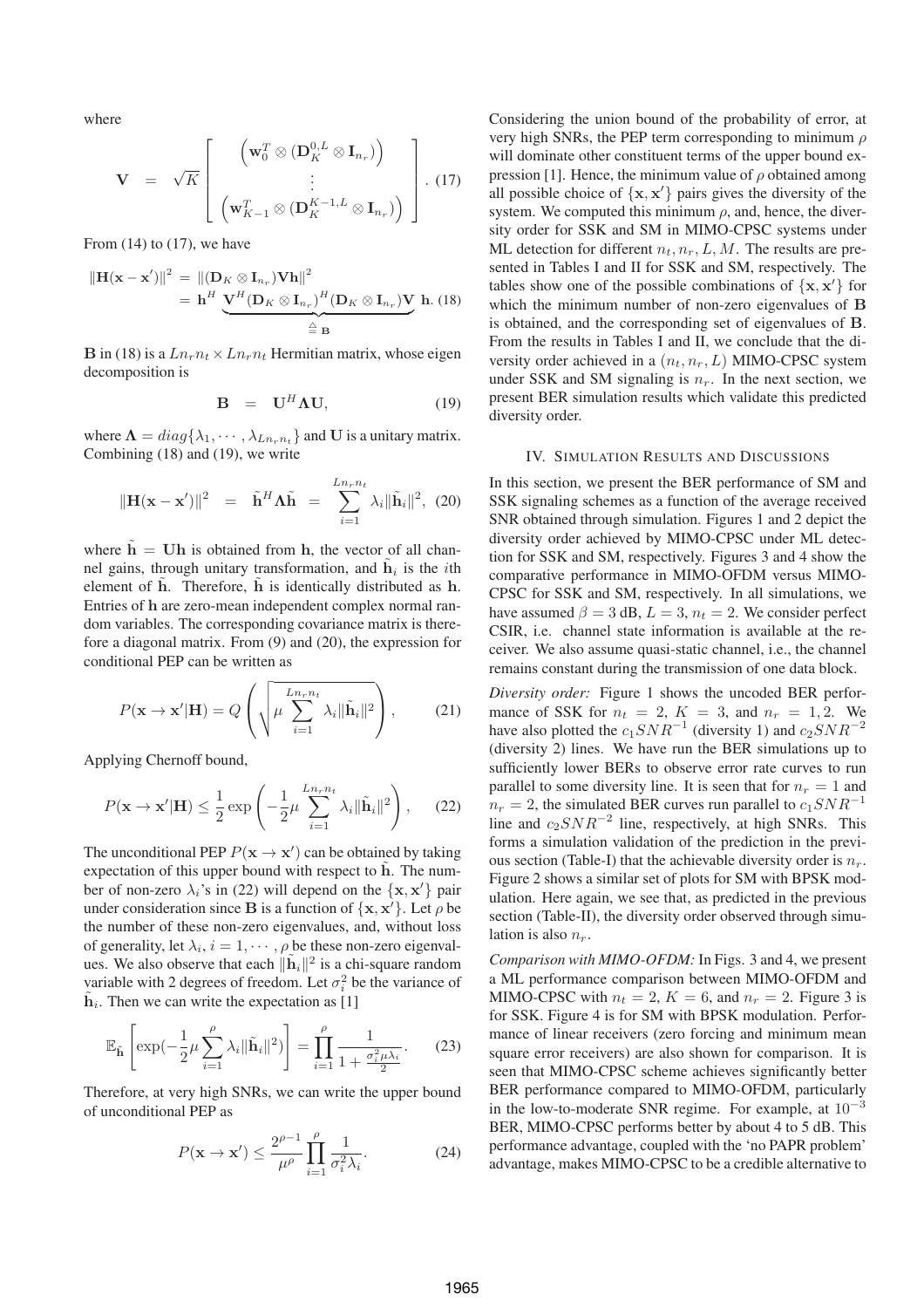where

$$\mathbf{V} = \sqrt{K} \begin{bmatrix} \left( \mathbf{w}_0^T \otimes (\mathbf{D}_K^{0,L} \otimes \mathbf{I}_{n_r}) \right) \\ \vdots \\ \left( \mathbf{w}_{K-1}^T \otimes (\mathbf{D}_K^{K-1,L} \otimes \mathbf{I}_{n_r}) \right) \end{bmatrix}. \quad (17)$$

From (14) to (17), we have

$$\begin{aligned} \|\mathbf{H}(\mathbf{x}-\mathbf{x}')\|^2 &= \|(\mathbf{D}_K \otimes \mathbf{I}_{n_r})\mathbf{V}\mathbf{h}\|^2 \\ &= \mathbf{h}^H \underbrace{\mathbf{V}^H (\mathbf{D}_K \otimes \mathbf{I}_{n_r})^H (\mathbf{D}_K \otimes \mathbf{I}_{n_r}) \mathbf{V}}_{\triangleq \mathbf{B}} \mathbf{h}. \end{aligned} \quad (18)$$

$\mathbf{B}$ in (18) is a $Ln_rn_t \times Ln_rn_t$ Hermitian matrix, whose eigen decomposition is

$$\mathbf{B} = \mathbf{U}^H \mathbf{\Lambda} \mathbf{U}, \quad (19)$$

where $\mathbf{\Lambda} = diag\{\lambda_1, \cdots, \lambda_{Ln_rn_t}\}$ and $\mathbf{U}$ is a unitary matrix. Combining (18) and (19), we write

$$\|\mathbf{H}(\mathbf{x}-\mathbf{x}')\|^2 = \tilde{\mathbf{h}}^H \mathbf{\Lambda} \tilde{\mathbf{h}} = \sum_{i=1}^{Ln_rn_t} \lambda_i \|\tilde{\mathbf{h}}_i\|^2, \quad (20)$$

where $\tilde{\mathbf{h}} = \mathbf{U}\mathbf{h}$ is obtained from $\mathbf{h}$, the vector of all channel gains, through unitary transformation, and $\tilde{\mathbf{h}}_i$ is the $i$th element of $\tilde{\mathbf{h}}$. Therefore, $\tilde{\mathbf{h}}$ is identically distributed as $\mathbf{h}$. Entries of $\mathbf{h}$ are zero-mean independent complex normal random variables. The corresponding covariance matrix is therefore a diagonal matrix. From (9) and (20), the expression for conditional PEP can be written as

$$P(\mathbf{x} \rightarrow \mathbf{x}'|\mathbf{H}) = Q\left( \sqrt{\mu \sum_{i=1}^{Ln_rn_t} \lambda_i \|\tilde{\mathbf{h}}_i\|^2} \right), \quad (21)$$

Applying Chernoff bound,

$$P(\mathbf{x} \rightarrow \mathbf{x}'|\mathbf{H}) \leq \frac{1}{2} \exp\left( -\frac{1}{2}\mu \sum_{i=1}^{Ln_rn_t} \lambda_i \|\tilde{\mathbf{h}}_i\|^2 \right), \quad (22)$$

The unconditional PEP $P(\mathbf{x} \rightarrow \mathbf{x}')$ can be obtained by taking expectation of this upper bound with respect to $\tilde{\mathbf{h}}$. The number of non-zero $\lambda_i$'s in (22) will depend on the $\{\mathbf{x}, \mathbf{x}'\}$ pair under consideration since $\mathbf{B}$ is a function of $\{\mathbf{x}, \mathbf{x}'\}$. Let $\rho$ be the number of these non-zero eigenvalues, and, without loss of generality, let $\lambda_i$, $i = 1, \cdots, \rho$ be these non-zero eigenvalues. We also observe that each $\|\tilde{\mathbf{h}}_i\|^2$ is a chi-square random variable with 2 degrees of freedom. Let $\sigma_i^2$ be the variance of $\tilde{\mathbf{h}}_i$. Then we can write the expectation as [1]

$$\mathbb{E}_{\tilde{\mathbf{h}}} \left[ \exp(-\frac{1}{2}\mu \sum_{i=1}^{\rho} \lambda_i \|\tilde{\mathbf{h}}_i\|^2) \right] = \prod_{i=1}^{\rho} \frac{1}{1 + \frac{\sigma_i^2 \mu \lambda_i}{2}}. \quad (23)$$

Therefore, at very high SNRs, we can write the upper bound of unconditional PEP as

$$P(\mathbf{x} \rightarrow \mathbf{x}') \leq \frac{2^{\rho-1}}{\mu^\rho} \prod_{i=1}^{\rho} \frac{1}{\sigma_i^2 \lambda_i}. \quad (24)$$

Considering the union bound of the probability of error, at very high SNRs, the PEP term corresponding to minimum $\rho$ will dominate other constituent terms of the upper bound expression [1]. Hence, the minimum value of $\rho$ obtained among all possible choice of $\{\mathbf{x}, \mathbf{x}'\}$ pairs gives the diversity of the system. We computed this minimum $\rho$, and, hence, the diversity order for SSK and SM in MIMO-CPSC systems under ML detection for different $n_t, n_r, L, M$. The results are presented in Tables I and II for SSK and SM, respectively. The tables show one of the possible combinations of $\{\mathbf{x}, \mathbf{x}'\}$ for which the minimum number of non-zero eigenvalues of $\mathbf{B}$ is obtained, and the corresponding set of eigenvalues of $\mathbf{B}$. From the results in Tables I and II, we conclude that the diversity order achieved in a $(n_t, n_r, L)$ MIMO-CPSC system under SSK and SM signaling is $n_r$. In the next section, we present BER simulation results which validate this predicted diversity order.

## IV. Simulation Results and Discussions

In this section, we present the BER performance of SM and SSK signaling schemes as a function of the average received SNR obtained through simulation. Figures 1 and 2 depict the diversity order achieved by MIMO-CPSC under ML detection for SSK and SM, respectively. Figures 3 and 4 show the comparative performance in MIMO-OFDM versus MIMO-CPSC for SSK and SM, respectively. In all simulations, we have assumed $\beta = 3$ dB, $L = 3$, $n_t = 2$. We consider perfect CSIR, i.e. channel state information is available at the receiver. We also assume quasi-static channel, i.e., the channel remains constant during the transmission of one data block.

*Diversity order:* Figure 1 shows the uncoded BER performance of SSK for $n_t = 2$, $K = 3$, and $n_r = 1, 2$. We have also plotted the $c_1 SNR^{-1}$ (diversity 1) and $c_2 SNR^{-2}$ (diversity 2) lines. We have run the BER simulations up to sufficiently lower BERs to observe error rate curves to run parallel to some diversity line. It is seen that for $n_r = 1$ and $n_r = 2$, the simulated BER curves run parallel to $c_1 SNR^{-1}$ line and $c_2 SNR^{-2}$ line, respectively, at high SNRs. This forms a simulation validation of the prediction in the previous section (Table-I) that the achievable diversity order is $n_r$. Figure 2 shows a similar set of plots for SM with BPSK modulation. Here again, we see that, as predicted in the previous section (Table-II), the diversity order observed through simulation is also $n_r$.

*Comparison with MIMO-OFDM:* In Figs. 3 and 4, we present a ML performance comparison between MIMO-OFDM and MIMO-CPSC with $n_t = 2$, $K = 6$, and $n_r = 2$. Figure 3 is for SSK. Figure 4 is for SM with BPSK modulation. Performance of linear receivers (zero forcing and minimum mean square error receivers) are also shown for comparison. It is seen that MIMO-CPSC scheme achieves significantly better BER performance compared to MIMO-OFDM, particularly in the low-to-moderate SNR regime. For example, at $10^{-3}$ BER, MIMO-CPSC performs better by about 4 to 5 dB. This performance advantage, coupled with the 'no PAPR problem' advantage, makes MIMO-CPSC to be a credible alternative to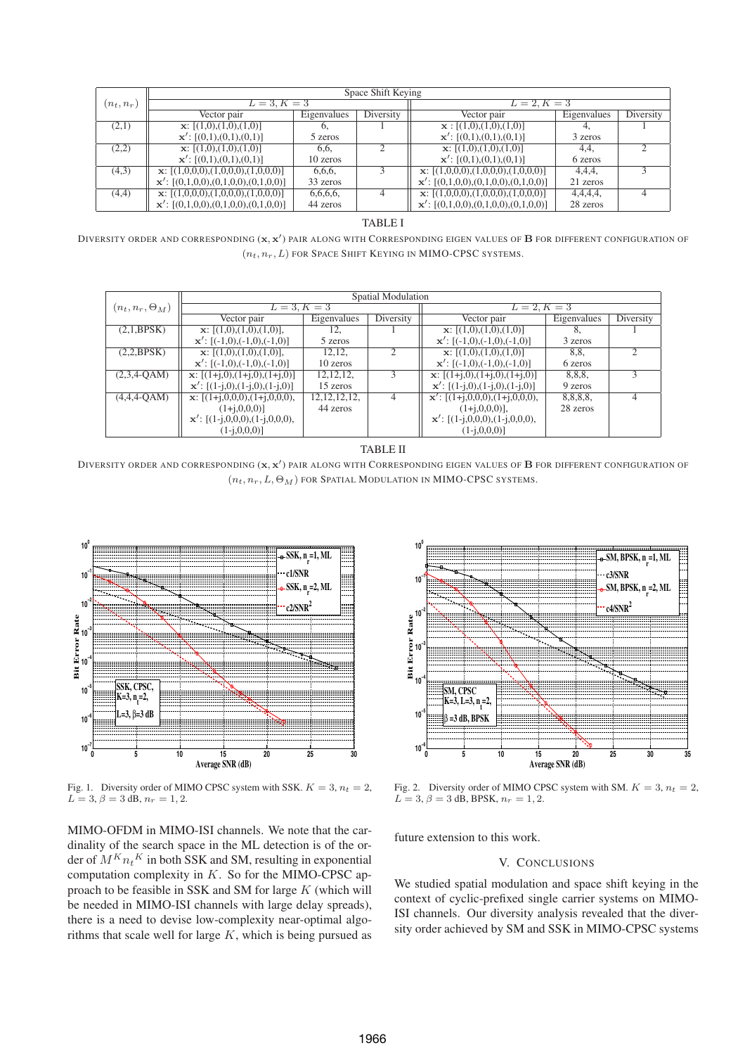| $(n_t, n_r)$ | Space Shift Keying | | | | | |
|---|---|---|---|---|---|---|
| | $L=3, K=3$ | | | $L=2, K=3$ | | |
| | Vector pair | Eigenvalues | Diversity | Vector pair | Eigenvalues | Diversity |
| (2,1) | $\mathbf{x}$: [(1,0),(1,0),(1,0)] $\mathbf{x}'$: [(0,1),(0,1),(0,1)] | 6, 5 zeros | 1 | $\mathbf{x}$ : [(1,0),(1,0),(1,0)] $\mathbf{x}'$: [(0,1),(0,1),(0,1)] | 4, 3 zeros | 1 |
| (2,2) | $\mathbf{x}$: [(1,0),(1,0),(1,0)] $\mathbf{x}'$: [(0,1),(0,1),(0,1)] | 6,6, 10 zeros | 2 | $\mathbf{x}$: [(1,0),(1,0),(1,0)] $\mathbf{x}'$: [(0,1),(0,1),(0,1)] | 4,4, 6 zeros | 2 |
| (4,3) | $\mathbf{x}$: [(1,0,0,0),(1,0,0,0),(1,0,0,0)] $\mathbf{x}'$: [(0,1,0,0),(0,1,0,0),(0,1,0,0)] | 6,6,6, 33 zeros | 3 | $\mathbf{x}$: [(1,0,0,0),(1,0,0,0),(1,0,0,0)] $\mathbf{x}'$: [(0,1,0,0),(0,1,0,0),(0,1,0,0)] | 4,4,4, 21 zeros | 3 |
| (4,4) | $\mathbf{x}$: [(1,0,0,0),(1,0,0,0),(1,0,0,0)] $\mathbf{x}'$: [(0,1,0,0),(0,1,0,0),(0,1,0,0)] | 6,6,6,6, 44 zeros | 4 | $\mathbf{x}$: [(1,0,0,0),(1,0,0,0),(1,0,0,0)] $\mathbf{x}'$: [(0,1,0,0),(0,1,0,0),(0,1,0,0)] | 4,4,4,4, 28 zeros | 4 |

TABLE I

DIVERSITY ORDER AND CORRESPONDING $(\mathbf{x}, \mathbf{x}')$ PAIR ALONG WITH CORRESPONDING EIGEN VALUES OF $\mathbf{B}$ FOR DIFFERENT CONFIGURATION OF $(n_t, n_r, L)$ FOR SPACE SHIFT KEYING IN MIMO-CPSC SYSTEMS.

| $(n_t, n_r, \Theta_M)$ | Spatial Modulation | | | | | |
|---|---|---|---|---|---|---|
| | $L=3, K=3$ | | | $L=2, K=3$ | | |
| | Vector pair | Eigenvalues | Diversity | Vector pair | Eigenvalues | Diversity |
| (2,1,BPSK) | $\mathbf{x}$: [(1,0),(1,0),(1,0)], $\mathbf{x}'$: [(-1,0),(-1,0),(-1,0)] | 12, 5 zeros | 1 | $\mathbf{x}$: [(1,0),(1,0),(1,0)] $\mathbf{x}'$: [(-1,0),(-1,0),(-1,0)] | 8, 3 zeros | 1 |
| (2,2,BPSK) | $\mathbf{x}$: [(1,0),(1,0),(1,0)], $\mathbf{x}'$: [(-1,0),(-1,0),(-1,0)] | 12,12, 10 zeros | 2 | $\mathbf{x}$: [(1,0),(1,0),(1,0)] $\mathbf{x}'$: [(-1,0),(-1,0),(-1,0)] | 8,8, 6 zeros | 2 |
| (2,3,4-QAM) | $\mathbf{x}$: [(1+j,0),(1+j,0),(1+j,0)] $\mathbf{x}'$: [(1-j,0),(1-j,0),(1-j,0)] | 12,12,12, 15 zeros | 3 | $\mathbf{x}$: [(1+j,0),(1+j,0),(1+j,0)] $\mathbf{x}'$: [(1-j,0),(1-j,0),(1-j,0)] | 8,8,8, 9 zeros | 3 |
| (4,4,4-QAM) | $\mathbf{x}$: [(1+j,0,0,0),(1+j,0,0,0), (1+j,0,0,0)] $\mathbf{x}'$: [(1-j,0,0,0),(1-j,0,0,0), (1-j,0,0,0)] | 12,12,12,12, 44 zeros | 4 | $\mathbf{x}'$: [(1+j,0,0,0),(1+j,0,0,0), (1+j,0,0,0)], $\mathbf{x}'$: [(1-j,0,0,0),(1-j,0,0,0), (1-j,0,0,0)] | 8,8,8,8, 28 zeros | 4 |

TABLE II

DIVERSITY ORDER AND CORRESPONDING $(\mathbf{x}, \mathbf{x}')$ PAIR ALONG WITH CORRESPONDING EIGEN VALUES OF $\mathbf{B}$ FOR DIFFERENT CONFIGURATION OF $(n_t, n_r, L, \Theta_M)$ FOR SPATIAL MODULATION IN MIMO-CPSC SYSTEMS.

Bit Error Rate
Average SNR (dB)
SSK, n_r =1, ML
c1/SNR
SSK, n_r =2, ML
c2/SNR^2
SSK, CPSC, K=3, n_t =2, L=3, β=3 dB

Fig. 1. Diversity order of MIMO CPSC system with SSK. $K = 3$, $n_t = 2$, $L = 3$, $\beta = 3$ dB, $n_r = 1, 2$.

Bit Error Rate
Average SNR (dB)
SM, BPSK, n_r =1, ML
c3/SNR
SM, BPSK, n_r =2, ML
c4/SNR^2
SM, CPSC K=3, L=3, n_t =2, β =3 dB, BPSK

Fig. 2. Diversity order of MIMO CPSC system with SM. $K = 3$, $n_t = 2$, $L = 3$, $\beta = 3$ dB, BPSK, $n_r = 1, 2$.

MIMO-OFDM in MIMO-ISI channels. We note that the cardinality of the search space in the ML detection is of the order of $M^K {n_t}^K$ in both SSK and SM, resulting in exponential computation complexity in $K$. So for the MIMO-CPSC approach to be feasible in SSK and SM for large $K$ (which will be needed in MIMO-ISI channels with large delay spreads), there is a need to devise low-complexity near-optimal algorithms that scale well for large $K$, which is being pursued as future extension to this work.

## V. CONCLUSIONS

We studied spatial modulation and space shift keying in the context of cyclic-prefixed single carrier systems on MIMO-ISI channels. Our diversity analysis revealed that the diversity order achieved by SM and SSK in MIMO-CPSC systems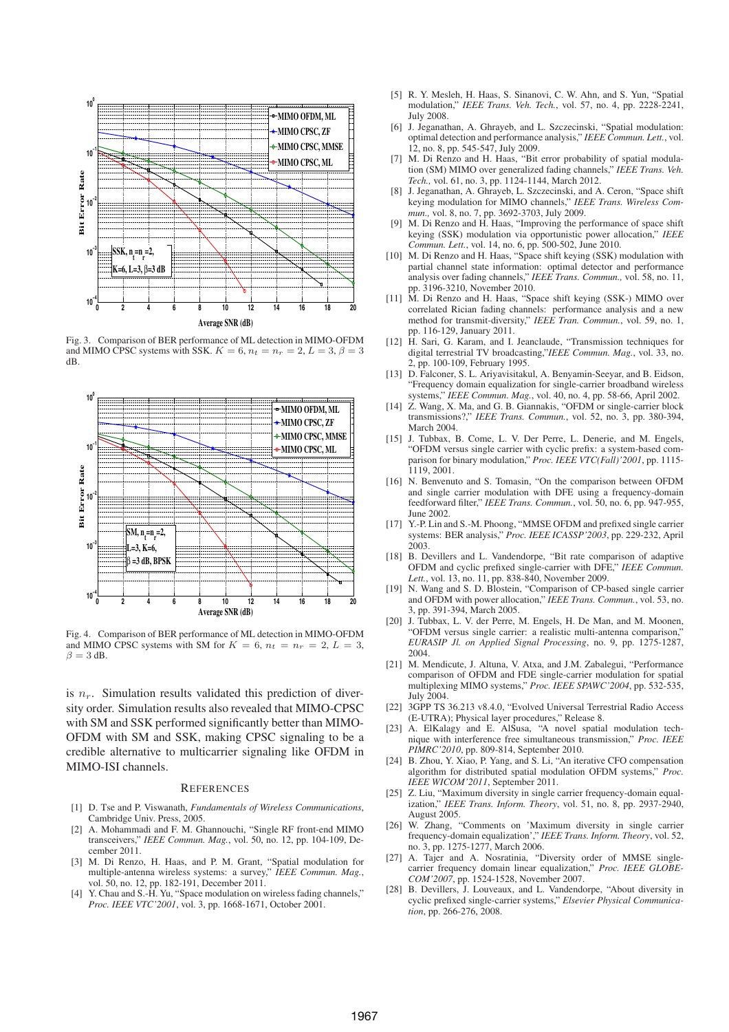10^0

10^-1

10^-2

10^-3

10^-4

Bit Error Rate

0 2 4 6 8 10 12 14 16 18 20

Average SNR (dB)

MIMO OFDM, ML

MIMO CPSC, ZF

MIMO CPSC, MMSE

MIMO CPSC, ML

SSK, n_t=n_r=2, K=6, L=3, β=3 dB

Fig. 3. Comparison of BER performance of ML detection in MIMO-OFDM and MIMO CPSC systems with SSK. $K = 6$, $n_t = n_r = 2$, $L = 3$, $\beta = 3$ dB.

10^0

10^-1

10^-2

10^-3

10^-4

Bit Error Rate

0 2 4 6 8 10 12 14 16 18 20

Average SNR (dB)

MIMO OFDM, ML

MIMO CPSC, ZF

MIMO CPSC, MMSE

MIMO CPSC, ML

SM, n_t=n_r=2, L=3, K=6, β =3 dB, BPSK

Fig. 4. Comparison of BER performance of ML detection in MIMO-OFDM and MIMO CPSC systems with SM for $K = 6$, $n_t = n_r = 2$, $L = 3$, $\beta = 3$ dB.

is $n_r$. Simulation results validated this prediction of diversity order. Simulation results also revealed that MIMO-CPSC with SM and SSK performed significantly better than MIMO-OFDM with SM and SSK, making CPSC signaling to be a credible alternative to multicarrier signaling like OFDM in MIMO-ISI channels.

## References

[1] D. Tse and P. Viswanath, *Fundamentals of Wireless Communications*, Cambridge Univ. Press, 2005.

[2] A. Mohammadi and F. M. Ghannouchi, "Single RF front-end MIMO transceivers," *IEEE Commun. Mag.*, vol. 50, no. 12, pp. 104-109, December 2011.

[3] M. Di Renzo, H. Haas, and P. M. Grant, "Spatial modulation for multiple-antenna wireless systems: a survey," *IEEE Commun. Mag.*, vol. 50, no. 12, pp. 182-191, December 2011.

[4] Y. Chau and S.-H. Yu, "Space modulation on wireless fading channels," *Proc. IEEE VTC'2001*, vol. 3, pp. 1668-1671, October 2001.

[5] R. Y. Mesleh, H. Haas, S. Sinanovi, C. W. Ahn, and S. Yun, "Spatial modulation," *IEEE Trans. Veh. Tech.*, vol. 57, no. 4, pp. 2228-2241, July 2008.

[6] J. Jeganathan, A. Ghrayeb, and L. Szczecinski, "Spatial modulation: optimal detection and performance analysis," *IEEE Commun. Lett.*, vol. 12, no. 8, pp. 545-547, July 2009.

[7] M. Di Renzo and H. Haas, "Bit error probability of spatial modulation (SM) MIMO over generalized fading channels," *IEEE Trans. Veh. Tech.*, vol. 61, no. 3, pp. 1124-1144, March 2012.

[8] J. Jeganathan, A. Ghrayeb, L. Szczecinski, and A. Ceron, "Space shift keying modulation for MIMO channels," *IEEE Trans. Wireless Commun.*, vol. 8, no. 7, pp. 3692-3703, July 2009.

[9] M. Di Renzo and H. Haas, "Improving the performance of space shift keying (SSK) modulation via opportunistic power allocation," *IEEE Commun. Lett.*, vol. 14, no. 6, pp. 500-502, June 2010.

[10] M. Di Renzo and H. Haas, "Space shift keying (SSK) modulation with partial channel state information: optimal detector and performance analysis over fading channels," *IEEE Trans. Commun.*, vol. 58, no. 11, pp. 3196-3210, November 2010.

[11] M. Di Renzo and H. Haas, "Space shift keying (SSK-) MIMO over correlated Rician fading channels: performance analysis and a new method for transmit-diversity," *IEEE Tran. Commun.*, vol. 59, no. 1, pp. 116-129, January 2011.

[12] H. Sari, G. Karam, and I. Jeanclaude, "Transmission techniques for digital terrestrial TV broadcasting,"*IEEE Commun. Mag.*, vol. 33, no. 2, pp. 100-109, February 1995.

[13] D. Falconer, S. L. Ariyavisitakul, A. Benyamin-Seeyar, and B. Eidson, "Frequency domain equalization for single-carrier broadband wireless systems," *IEEE Commun. Mag.*, vol. 40, no. 4, pp. 58-66, April 2002.

[14] Z. Wang, X. Ma, and G. B. Giannakis, "OFDM or single-carrier block transmissions?," *IEEE Trans. Commun.*, vol. 52, no. 3, pp. 380-394, March 2004.

[15] J. Tubbax, B. Come, L. V. Der Perre, L. Deneire, and M. Engels, "OFDM versus single carrier with cyclic prefix: a system-based comparison for binary modulation," *Proc. IEEE VTC(Fall)'2001*, pp. 1115-1119, 2001.

[16] N. Benvenuto and S. Tomasin, "On the comparison between OFDM and single carrier modulation with DFE using a frequency-domain feedforward filter," *IEEE Trans. Commun.*, vol. 50, no. 6, pp. 947-955, June 2002.

[17] Y.-P. Lin and S.-M. Phoong, "MMSE OFDM and prefixed single carrier systems: BER analysis," *Proc. IEEE ICASSP'2003*, pp. 229-232, April 2003.

[18] B. Devillers and L. Vandendorpe, "Bit rate comparison of adaptive OFDM and cyclic prefixed single-carrier with DFE," *IEEE Commun. Lett.*, vol. 13, no. 11, pp. 838-840, November 2009.

[19] N. Wang and S. D. Blostein, "Comparison of CP-based single carrier and OFDM with power allocation," *IEEE Trans. Commun.*, vol. 53, no. 3, pp. 391-394, March 2005.

[20] J. Tubbax, L. V. der Perre, M. Engels, H. De Man, and M. Moonen, "OFDM versus single carrier: a realistic multi-antenna comparison," *EURASIP Jl. on Applied Signal Processing*, no. 9, pp. 1275-1287, 2004.

[21] M. Mendicute, J. Altuna, V. Atxa, and J.M. Zabalegui, "Performance comparison of OFDM and FDE single-carrier modulation for spatial multiplexing MIMO systems," *Proc. IEEE SPAWC'2004*, pp. 532-535, July 2004.

[22] 3GPP TS 36.213 v8.4.0, "Evolved Universal Terrestrial Radio Access (E-UTRA); Physical layer procedures," Release 8.

[23] A. ElKalagy and E. AlSusa, "A novel spatial modulation technique with interference free simultaneous transmission," *Proc. IEEE PIMRC'2010*, pp. 809-814, September 2010.

[24] B. Zhou, Y. Xiao, P. Yang, and S. Li, "An iterative CFO compensation algorithm for distributed spatial modulation OFDM systems," *Proc. IEEE WICOM'2011*, September 2011.

[25] Z. Liu, "Maximum diversity in single carrier frequency-domain equalization," *IEEE Trans. Inform. Theory*, vol. 51, no. 8, pp. 2937-2940, August 2005.

[26] W. Zhang, "Comments on 'Maximum diversity in single carrier frequency-domain equalization'," *IEEE Trans. Inform. Theory*, vol. 52, no. 3, pp. 1275-1277, March 2006.

[27] A. Tajer and A. Nosratinia, "Diversity order of MMSE single-carrier frequency domain linear equalization," *Proc. IEEE GLOBECOM'2007*, pp. 1524-1528, November 2007.

[28] B. Devillers, J. Louveaux, and L. Vandendorpe, "About diversity in cyclic prefixed single-carrier systems," *Elsevier Physical Communication*, pp. 266-276, 2008.